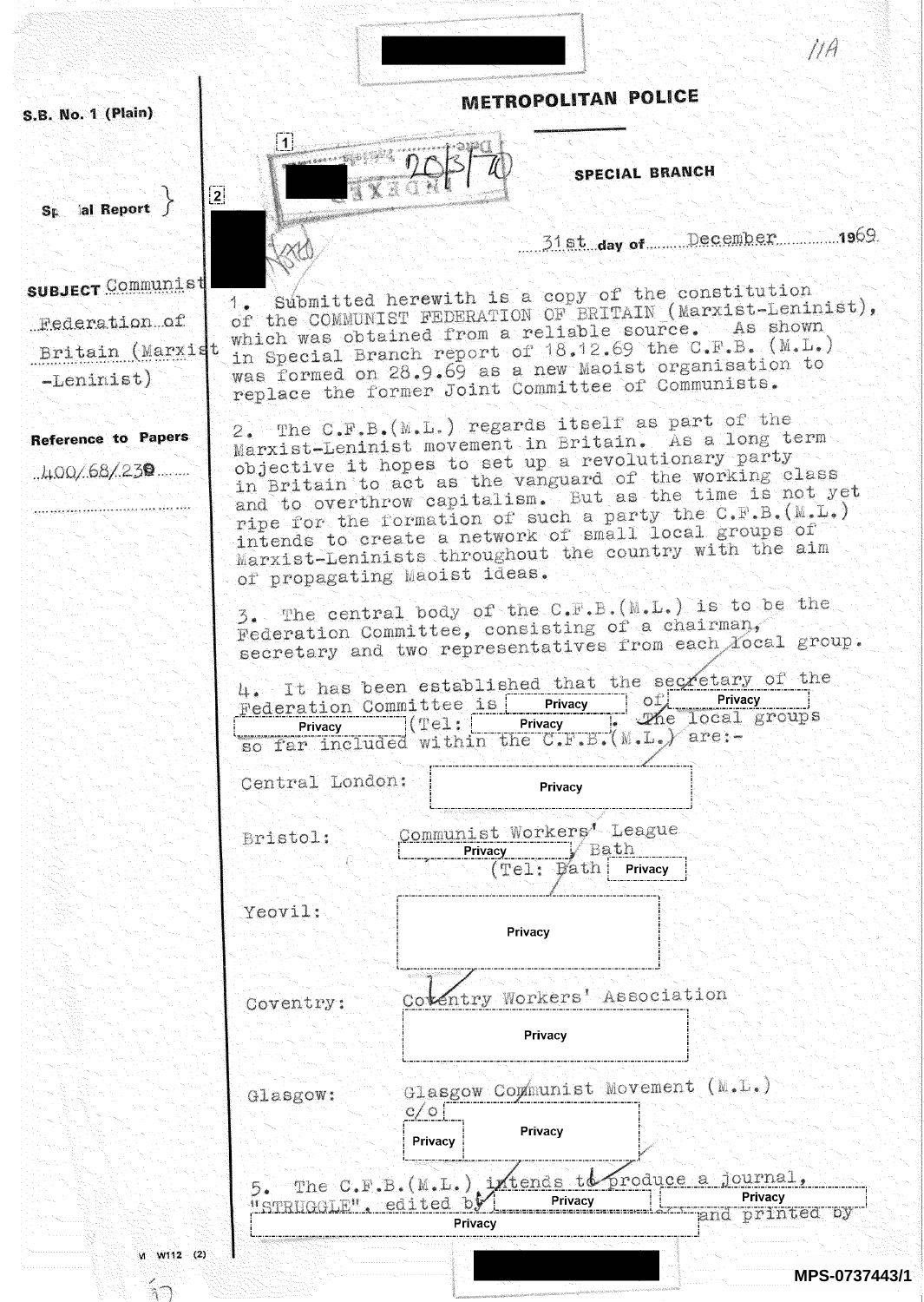11A

S.B. No. 1 (Plain)

# METROPOLITAN POLICE

Special Report

## SPECIAL BRANCH

31st day of December 1969.

SUBJECT Communist Federation of Britain (Marxist-Leninist)

Reference to Papers 400/68/238

1. Submitted herewith is a copy of the constitution of the COMMUNIST FEDERATION OF BRITAIN (Marxist-Leninist), which was obtained from a reliable source. As shown in Special Branch report of 18.12.69 the C.F.B. (M.L.) was formed on 28.9.69 as a new Maoist organisation to replace the former Joint Committee of Communists.

2. The C.F.B.(M.L.) regards itself as part of the Marxist-Leninist movement in Britain. As a long term objective it hopes to set up a revolutionary party in Britain to act as the vanguard of the working class and to overthrow capitalism. But as the time is not yet ripe for the formation of such a party the C.F.B.(M.L.) intends to create a network of small local groups of Marxist-Leninists throughout the country with the aim of propagating Maoist ideas.

3. The central body of the C.F.B.(M.L.) is to be the Federation Committee, consisting of a chairman, secretary and two representatives from each local group.

4. It has been established that the secretary of the Federation Committee is [Privacy] of [Privacy] [Privacy] (Tel: [Privacy]). The local groups so far included within the C.F.B.(M.L.) are:-

Central London: [Privacy]

Bristol: Communist Workers' League [Privacy], Bath (Tel: Bath [Privacy])

Yeovil: [Privacy]

Coventry: Coventry Workers' Association [Privacy]

Glasgow: Glasgow Communist Movement (M.L.) c/o [Privacy] [Privacy]

5. The C.F.B.(M.L.) intends to produce a journal, "STRUGGLE", edited by [Privacy] [Privacy] and printed by [Privacy]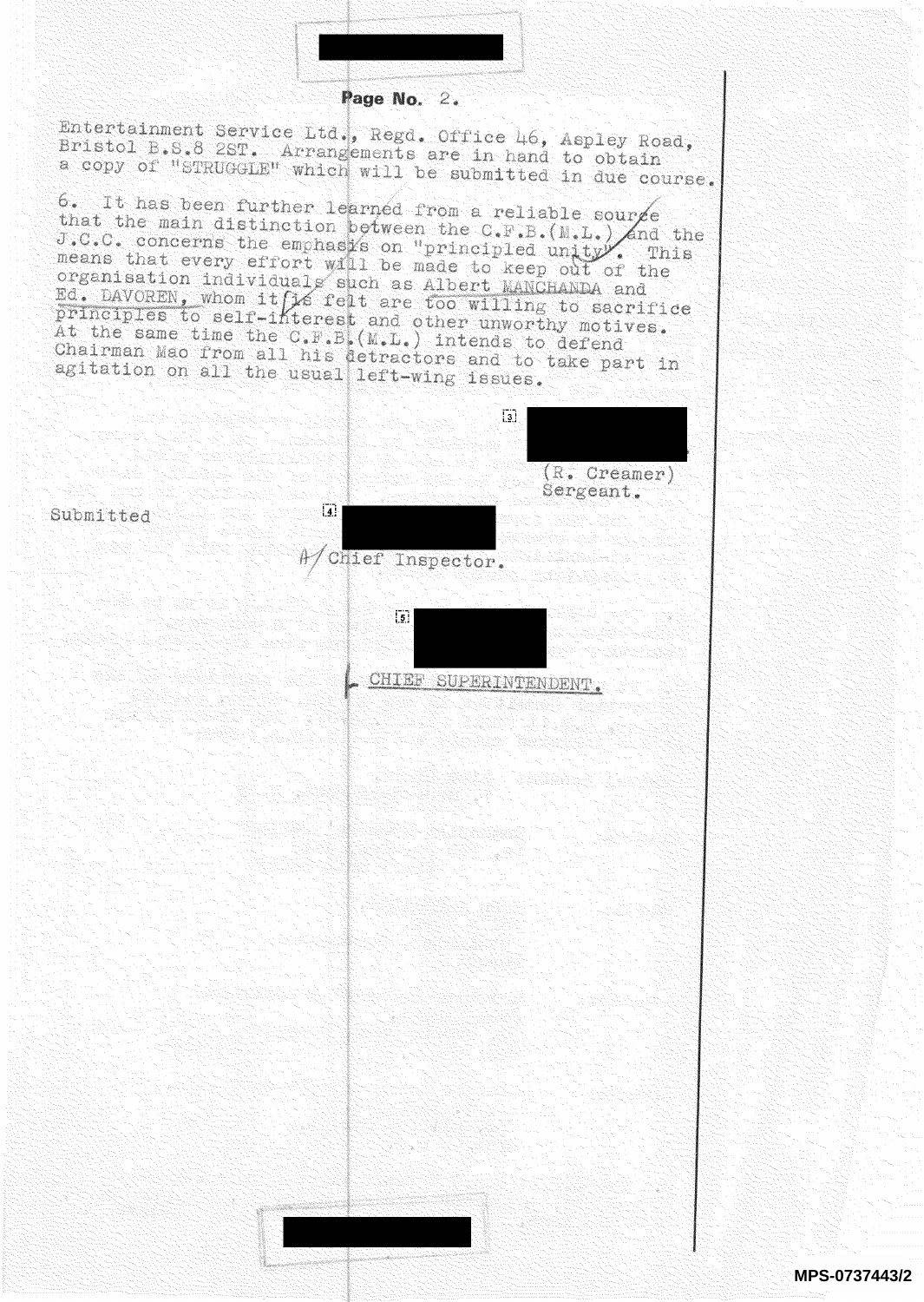Entertainment Service Ltd., Regd. Office 46, Aspley Road, Bristol B.S.8 2ST. Arrangements are in hand to obtain a copy of "STRUGGLE" which will be submitted in due course.

6. It has been further learned from a reliable source that the main distinction between the C.F.B.(M.L.) and the J.C.C. concerns the emphasis on "principled unity". This means that every effort will be made to keep out of the organisation individuals such as Albert MANCHANDA and Ed. DAVOREN, whom it is felt are too willing to sacrifice principles to self-interest and other unworthy motives. At the same time the C.F.B.(M.L.) intends to defend Chairman Mao from all his detractors and to take part in agitation on all the usual left-wing issues.

[3]

(R. Creamer)
Sergeant.

Submitted

[4]

A/Chief Inspector.

[5]

CHIEF SUPERINTENDENT.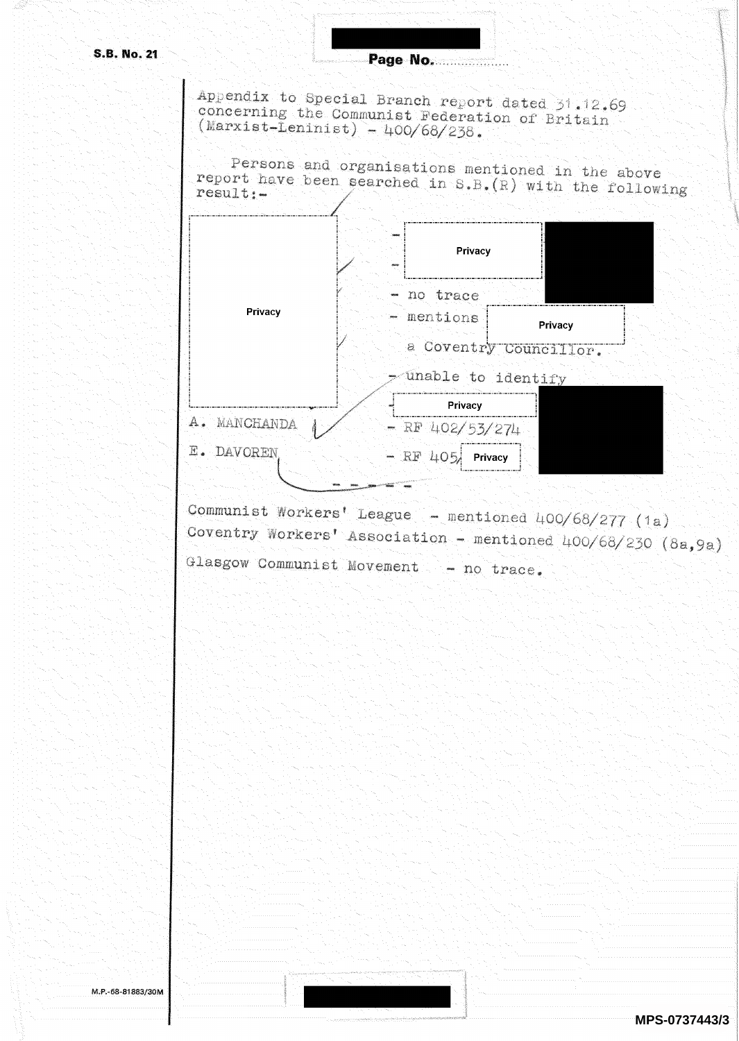S.B. No. 21

Page No.

Appendix to Special Branch report dated 31.12.69 concerning the Communist Federation of Britain (Marxist-Leninist) - 400/68/238.

Persons and organisations mentioned in the above report have been searched in S.B.(R) with the following result:-

Privacy

- Privacy
- 
- no trace
- mentions Privacy a Coventry Councillor.
- unable to identify
- Privacy

A. MANCHANDA - RF 402/53/274

E. DAVOREN - RF 405/ Privacy

Communist Workers' League - mentioned 400/68/277 (1a)

Coventry Workers' Association - mentioned 400/68/230 (8a,9a)

Glasgow Communist Movement - no trace.

M.P.-68-81883/30M

MPS-0737443/3